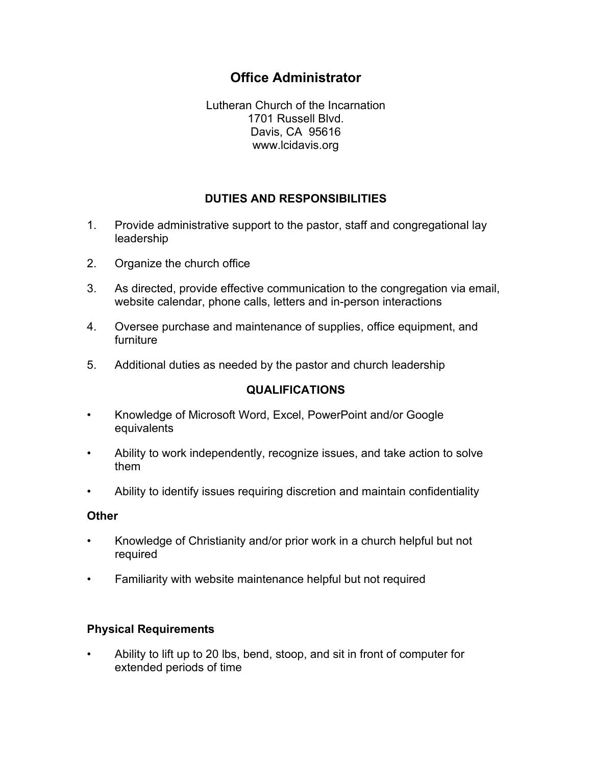# Office Administrator

Lutheran Church of the Incarnation
1701 Russell Blvd.
Davis, CA 95616
www.lcidavis.org

## DUTIES AND RESPONSIBILITIES

1. Provide administrative support to the pastor, staff and congregational lay leadership
2. Organize the church office
3. As directed, provide effective communication to the congregation via email, website calendar, phone calls, letters and in-person interactions
4. Oversee purchase and maintenance of supplies, office equipment, and furniture
5. Additional duties as needed by the pastor and church leadership

## QUALIFICATIONS

- Knowledge of Microsoft Word, Excel, PowerPoint and/or Google equivalents
- Ability to work independently, recognize issues, and take action to solve them
- Ability to identify issues requiring discretion and maintain confidentiality

### Other

- Knowledge of Christianity and/or prior work in a church helpful but not required
- Familiarity with website maintenance helpful but not required

### Physical Requirements

- Ability to lift up to 20 lbs, bend, stoop, and sit in front of computer for extended periods of time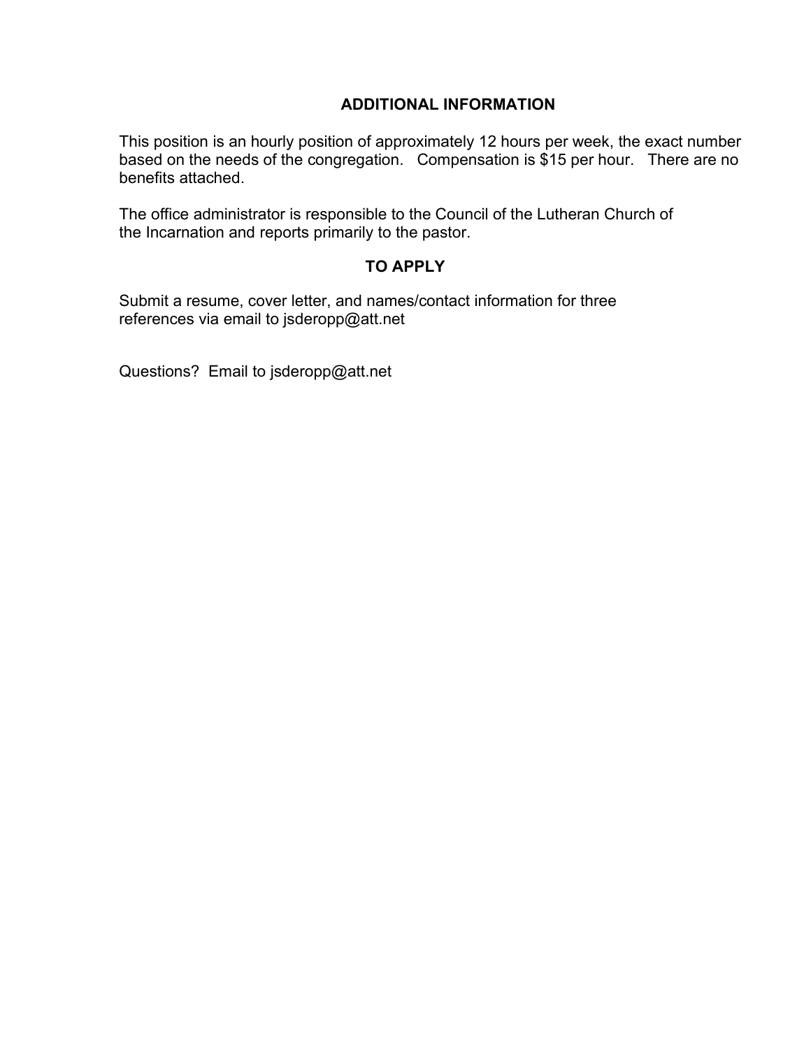## ADDITIONAL INFORMATION

This position is an hourly position of approximately 12 hours per week, the exact number based on the needs of the congregation. Compensation is $15 per hour. There are no benefits attached.

The office administrator is responsible to the Council of the Lutheran Church of the Incarnation and reports primarily to the pastor.

## TO APPLY

Submit a resume, cover letter, and names/contact information for three references via email to jsderopp@att.net

Questions? Email to jsderopp@att.net